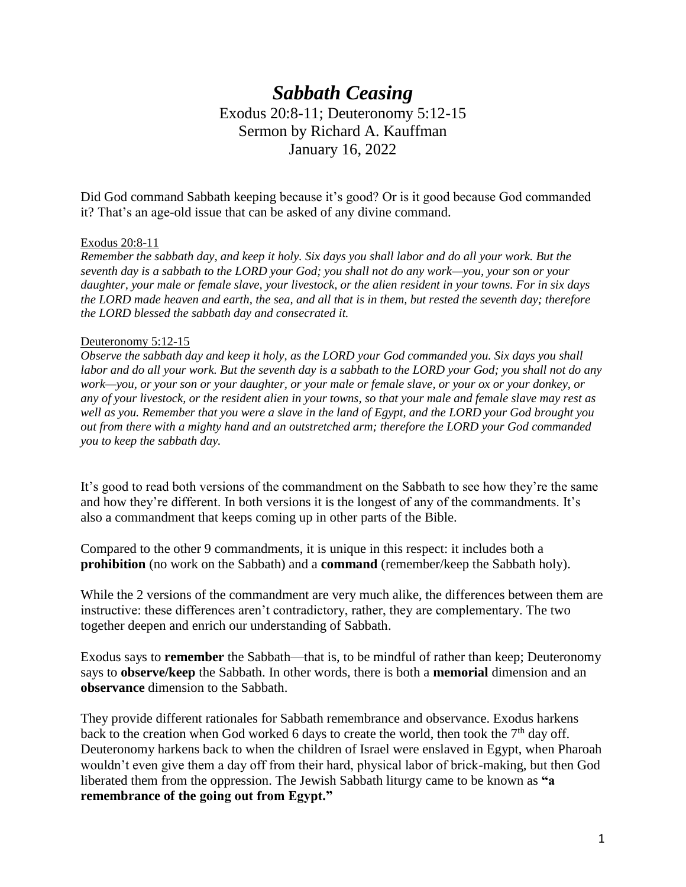# *Sabbath Ceasing*

Exodus 20:8-11; Deuteronomy 5:12-15
Sermon by Richard A. Kauffman
January 16, 2022

Did God command Sabbath keeping because it's good? Or is it good because God commanded it? That's an age-old issue that can be asked of any divine command.

Exodus 20:8-11

*Remember the sabbath day, and keep it holy. Six days you shall labor and do all your work. But the seventh day is a sabbath to the LORD your God; you shall not do any work—you, your son or your daughter, your male or female slave, your livestock, or the alien resident in your towns. For in six days the LORD made heaven and earth, the sea, and all that is in them, but rested the seventh day; therefore the LORD blessed the sabbath day and consecrated it.*

Deuteronomy 5:12-15

*Observe the sabbath day and keep it holy, as the LORD your God commanded you. Six days you shall labor and do all your work. But the seventh day is a sabbath to the LORD your God; you shall not do any work—you, or your son or your daughter, or your male or female slave, or your ox or your donkey, or any of your livestock, or the resident alien in your towns, so that your male and female slave may rest as well as you. Remember that you were a slave in the land of Egypt, and the LORD your God brought you out from there with a mighty hand and an outstretched arm; therefore the LORD your God commanded you to keep the sabbath day.*

It's good to read both versions of the commandment on the Sabbath to see how they're the same and how they're different. In both versions it is the longest of any of the commandments. It's also a commandment that keeps coming up in other parts of the Bible.

Compared to the other 9 commandments, it is unique in this respect: it includes both a **prohibition** (no work on the Sabbath) and a **command** (remember/keep the Sabbath holy).

While the 2 versions of the commandment are very much alike, the differences between them are instructive: these differences aren't contradictory, rather, they are complementary. The two together deepen and enrich our understanding of Sabbath.

Exodus says to **remember** the Sabbath—that is, to be mindful of rather than keep; Deuteronomy says to **observe/keep** the Sabbath. In other words, there is both a **memorial** dimension and an **observance** dimension to the Sabbath.

They provide different rationales for Sabbath remembrance and observance. Exodus harkens back to the creation when God worked 6 days to create the world, then took the 7th day off. Deuteronomy harkens back to when the children of Israel were enslaved in Egypt, when Pharoah wouldn't even give them a day off from their hard, physical labor of brick-making, but then God liberated them from the oppression. The Jewish Sabbath liturgy came to be known as **"a remembrance of the going out from Egypt."**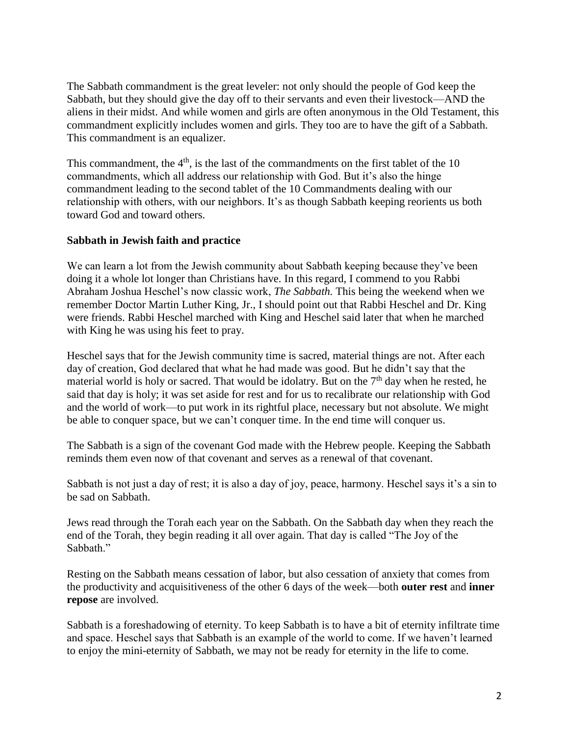The Sabbath commandment is the great leveler: not only should the people of God keep the Sabbath, but they should give the day off to their servants and even their livestock—AND the aliens in their midst. And while women and girls are often anonymous in the Old Testament, this commandment explicitly includes women and girls. They too are to have the gift of a Sabbath. This commandment is an equalizer.

This commandment, the 4th, is the last of the commandments on the first tablet of the 10 commandments, which all address our relationship with God. But it's also the hinge commandment leading to the second tablet of the 10 Commandments dealing with our relationship with others, with our neighbors. It's as though Sabbath keeping reorients us both toward God and toward others.

**Sabbath in Jewish faith and practice**

We can learn a lot from the Jewish community about Sabbath keeping because they've been doing it a whole lot longer than Christians have. In this regard, I commend to you Rabbi Abraham Joshua Heschel's now classic work, *The Sabbath.* This being the weekend when we remember Doctor Martin Luther King, Jr., I should point out that Rabbi Heschel and Dr. King were friends. Rabbi Heschel marched with King and Heschel said later that when he marched with King he was using his feet to pray.

Heschel says that for the Jewish community time is sacred, material things are not. After each day of creation, God declared that what he had made was good. But he didn't say that the material world is holy or sacred. That would be idolatry. But on the 7th day when he rested, he said that day is holy; it was set aside for rest and for us to recalibrate our relationship with God and the world of work—to put work in its rightful place, necessary but not absolute. We might be able to conquer space, but we can't conquer time. In the end time will conquer us.

The Sabbath is a sign of the covenant God made with the Hebrew people. Keeping the Sabbath reminds them even now of that covenant and serves as a renewal of that covenant.

Sabbath is not just a day of rest; it is also a day of joy, peace, harmony. Heschel says it's a sin to be sad on Sabbath.

Jews read through the Torah each year on the Sabbath. On the Sabbath day when they reach the end of the Torah, they begin reading it all over again. That day is called "The Joy of the Sabbath."

Resting on the Sabbath means cessation of labor, but also cessation of anxiety that comes from the productivity and acquisitiveness of the other 6 days of the week—both **outer rest** and **inner repose** are involved.

Sabbath is a foreshadowing of eternity. To keep Sabbath is to have a bit of eternity infiltrate time and space. Heschel says that Sabbath is an example of the world to come. If we haven't learned to enjoy the mini-eternity of Sabbath, we may not be ready for eternity in the life to come.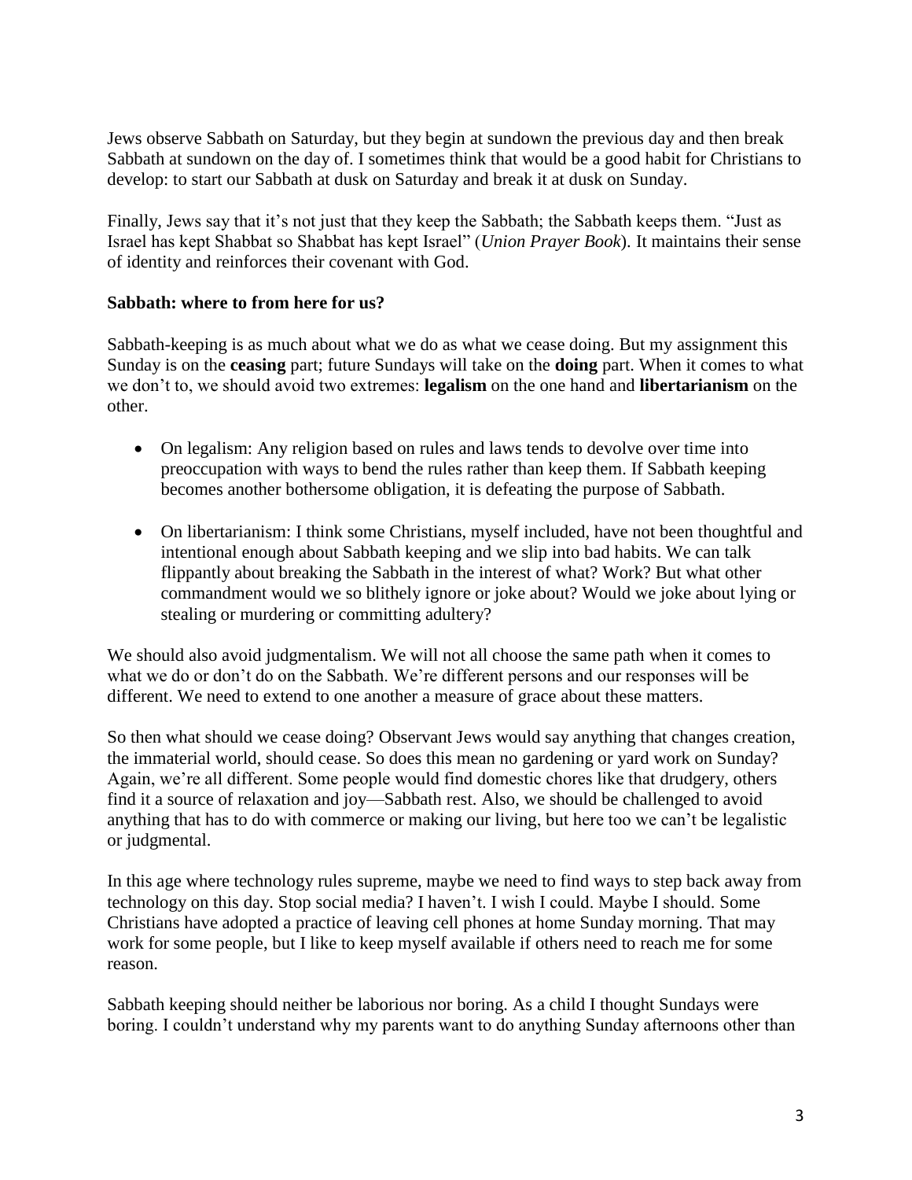Jews observe Sabbath on Saturday, but they begin at sundown the previous day and then break Sabbath at sundown on the day of. I sometimes think that would be a good habit for Christians to develop: to start our Sabbath at dusk on Saturday and break it at dusk on Sunday.

Finally, Jews say that it's not just that they keep the Sabbath; the Sabbath keeps them. "Just as Israel has kept Shabbat so Shabbat has kept Israel" (*Union Prayer Book*). It maintains their sense of identity and reinforces their covenant with God.

**Sabbath: where to from here for us?**

Sabbath-keeping is as much about what we do as what we cease doing. But my assignment this Sunday is on the **ceasing** part; future Sundays will take on the **doing** part. When it comes to what we don't to, we should avoid two extremes: **legalism** on the one hand and **libertarianism** on the other.

- On legalism: Any religion based on rules and laws tends to devolve over time into preoccupation with ways to bend the rules rather than keep them. If Sabbath keeping becomes another bothersome obligation, it is defeating the purpose of Sabbath.

- On libertarianism: I think some Christians, myself included, have not been thoughtful and intentional enough about Sabbath keeping and we slip into bad habits. We can talk flippantly about breaking the Sabbath in the interest of what? Work? But what other commandment would we so blithely ignore or joke about? Would we joke about lying or stealing or murdering or committing adultery?

We should also avoid judgmentalism. We will not all choose the same path when it comes to what we do or don't do on the Sabbath. We're different persons and our responses will be different. We need to extend to one another a measure of grace about these matters.

So then what should we cease doing? Observant Jews would say anything that changes creation, the immaterial world, should cease. So does this mean no gardening or yard work on Sunday? Again, we're all different. Some people would find domestic chores like that drudgery, others find it a source of relaxation and joy—Sabbath rest. Also, we should be challenged to avoid anything that has to do with commerce or making our living, but here too we can't be legalistic or judgmental.

In this age where technology rules supreme, maybe we need to find ways to step back away from technology on this day. Stop social media? I haven't. I wish I could. Maybe I should. Some Christians have adopted a practice of leaving cell phones at home Sunday morning. That may work for some people, but I like to keep myself available if others need to reach me for some reason.

Sabbath keeping should neither be laborious nor boring. As a child I thought Sundays were boring. I couldn't understand why my parents want to do anything Sunday afternoons other than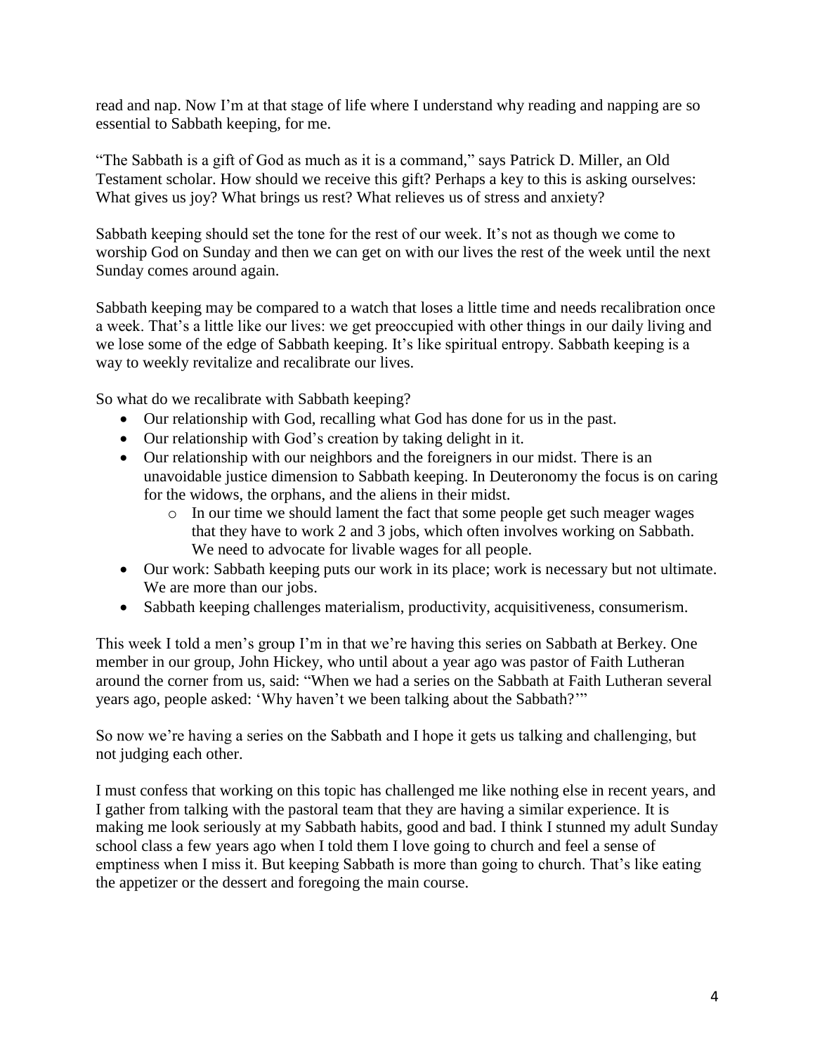read and nap. Now I'm at that stage of life where I understand why reading and napping are so essential to Sabbath keeping, for me.

"The Sabbath is a gift of God as much as it is a command," says Patrick D. Miller, an Old Testament scholar. How should we receive this gift? Perhaps a key to this is asking ourselves: What gives us joy? What brings us rest? What relieves us of stress and anxiety?

Sabbath keeping should set the tone for the rest of our week. It's not as though we come to worship God on Sunday and then we can get on with our lives the rest of the week until the next Sunday comes around again.

Sabbath keeping may be compared to a watch that loses a little time and needs recalibration once a week. That's a little like our lives: we get preoccupied with other things in our daily living and we lose some of the edge of Sabbath keeping. It's like spiritual entropy. Sabbath keeping is a way to weekly revitalize and recalibrate our lives.

So what do we recalibrate with Sabbath keeping?

- Our relationship with God, recalling what God has done for us in the past.
- Our relationship with God's creation by taking delight in it.
- Our relationship with our neighbors and the foreigners in our midst. There is an unavoidable justice dimension to Sabbath keeping. In Deuteronomy the focus is on caring for the widows, the orphans, and the aliens in their midst.
    - In our time we should lament the fact that some people get such meager wages that they have to work 2 and 3 jobs, which often involves working on Sabbath. We need to advocate for livable wages for all people.
- Our work: Sabbath keeping puts our work in its place; work is necessary but not ultimate. We are more than our jobs.
- Sabbath keeping challenges materialism, productivity, acquisitiveness, consumerism.

This week I told a men's group I'm in that we're having this series on Sabbath at Berkey. One member in our group, John Hickey, who until about a year ago was pastor of Faith Lutheran around the corner from us, said: "When we had a series on the Sabbath at Faith Lutheran several years ago, people asked: 'Why haven't we been talking about the Sabbath?'"

So now we're having a series on the Sabbath and I hope it gets us talking and challenging, but not judging each other.

I must confess that working on this topic has challenged me like nothing else in recent years, and I gather from talking with the pastoral team that they are having a similar experience. It is making me look seriously at my Sabbath habits, good and bad. I think I stunned my adult Sunday school class a few years ago when I told them I love going to church and feel a sense of emptiness when I miss it. But keeping Sabbath is more than going to church. That's like eating the appetizer or the dessert and foregoing the main course.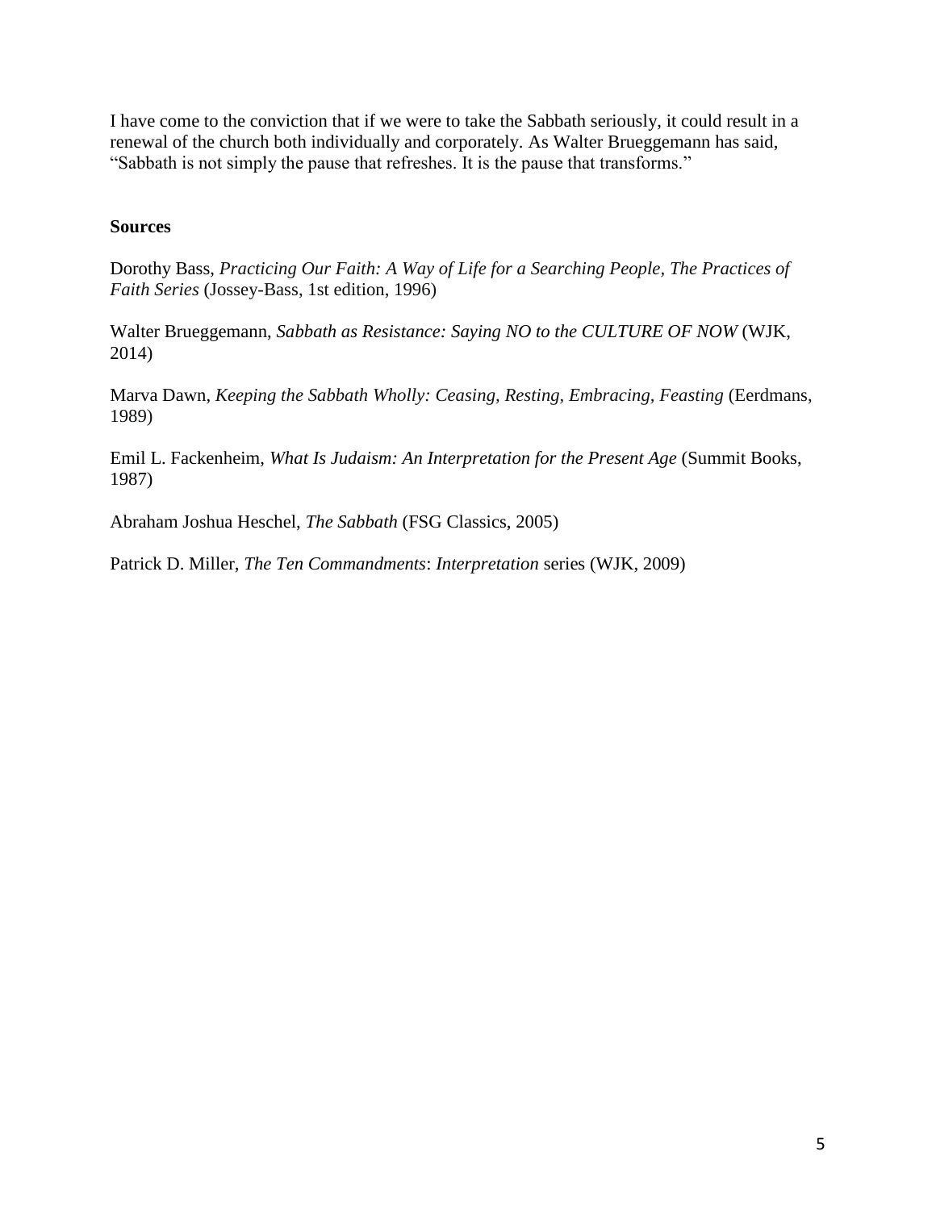I have come to the conviction that if we were to take the Sabbath seriously, it could result in a renewal of the church both individually and corporately. As Walter Brueggemann has said, "Sabbath is not simply the pause that refreshes. It is the pause that transforms."

**Sources**

Dorothy Bass, *Practicing Our Faith: A Way of Life for a Searching People, The Practices of Faith Series* (Jossey-Bass, 1st edition, 1996)

Walter Brueggemann, *Sabbath as Resistance: Saying NO to the CULTURE OF NOW* (WJK, 2014)

Marva Dawn, *Keeping the Sabbath Wholly: Ceasing, Resting, Embracing, Feasting* (Eerdmans, 1989)

Emil L. Fackenheim, *What Is Judaism: An Interpretation for the Present Age* (Summit Books, 1987)

Abraham Joshua Heschel, *The Sabbath* (FSG Classics, 2005)

Patrick D. Miller, *The Ten Commandments*: *Interpretation* series (WJK, 2009)